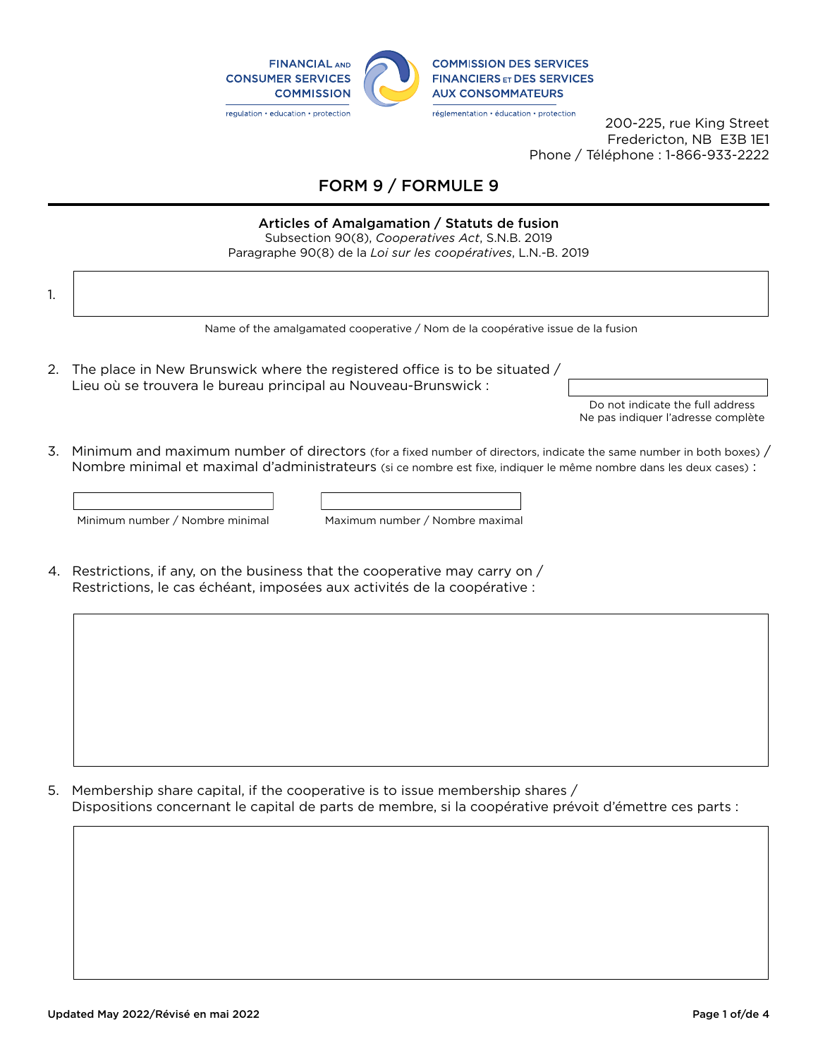FINANCIAL AND CONSUMER SERVICES COMMISSION
regulation • education • protection

COMMISSION DES SERVICES FINANCIERS ET DES SERVICES AUX CONSOMMATEURS
réglementation • éducation • protection

200-225, rue King Street
Fredericton, NB E3B 1E1
Phone / Téléphone : 1-866-933-2222

# FORM 9 / FORMULE 9

## Articles of Amalgamation / Statuts de fusion

Subsection 90(8), *Cooperatives Act*, S.N.B. 2019
Paragraphe 90(8) de la *Loi sur les coopératives*, L.N.-B. 2019

1. 

Name of the amalgamated cooperative / Nom de la coopérative issue de la fusion

2. The place in New Brunswick where the registered office is to be situated / Lieu où se trouvera le bureau principal au Nouveau-Brunswick :

Do not indicate the full address
Ne pas indiquer l'adresse complète

3. Minimum and maximum number of directors (for a fixed number of directors, indicate the same number in both boxes) / Nombre minimal et maximal d'administrateurs (si ce nombre est fixe, indiquer le même nombre dans les deux cases) :

Minimum number / Nombre minimal

Maximum number / Nombre maximal

4. Restrictions, if any, on the business that the cooperative may carry on / Restrictions, le cas échéant, imposées aux activités de la coopérative :

5. Membership share capital, if the cooperative is to issue membership shares / Dispositions concernant le capital de parts de membre, si la coopérative prévoit d'émettre ces parts :

Updated May 2022/Révisé en mai 2022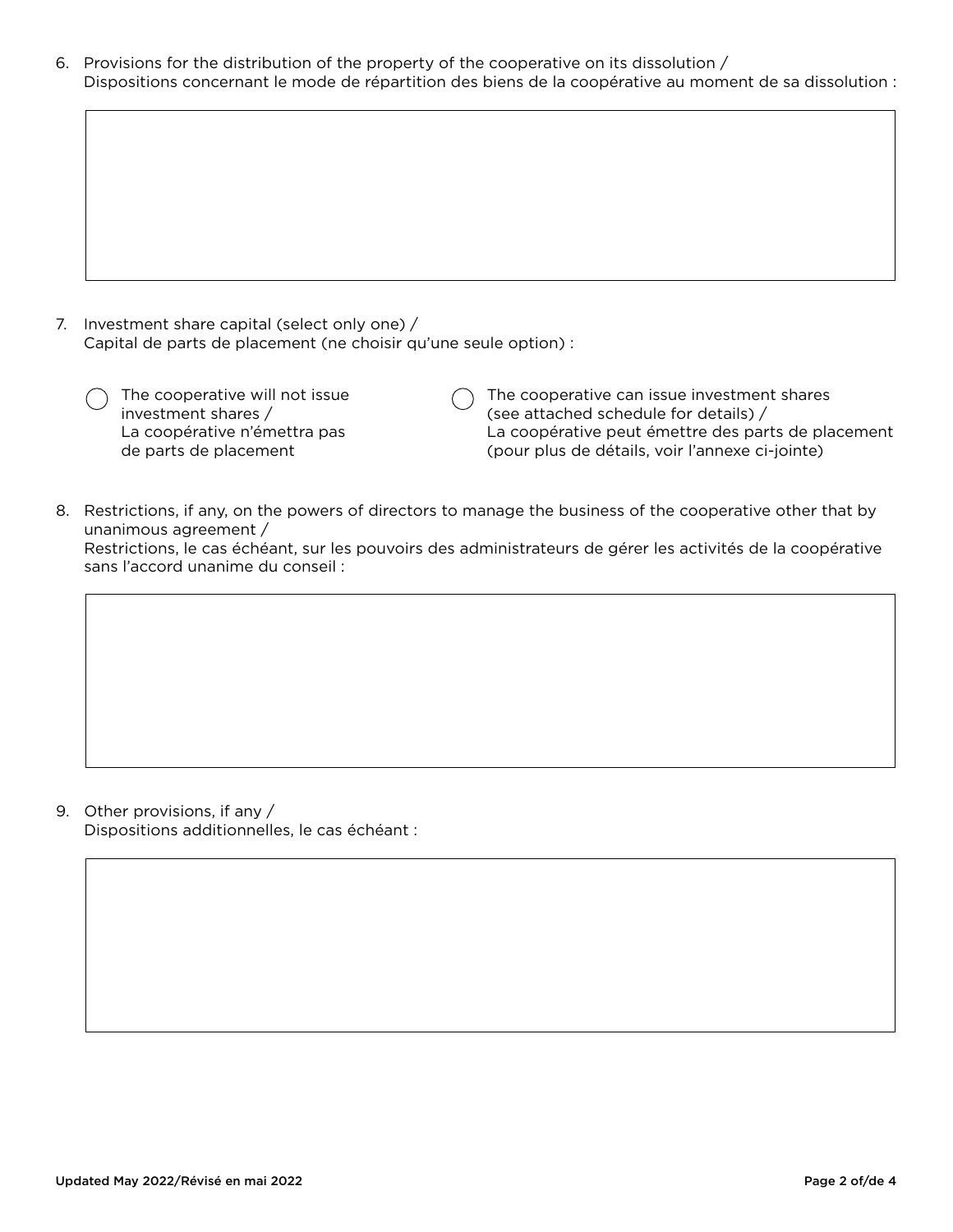6. Provisions for the distribution of the property of the cooperative on its dissolution /
   Dispositions concernant le mode de répartition des biens de la coopérative au moment de sa dissolution :

7. Investment share capital (select only one) /
   Capital de parts de placement (ne choisir qu'une seule option) :

   ◯ The cooperative will not issue investment shares /
   La coopérative n'émettra pas de parts de placement

   ◯ The cooperative can issue investment shares (see attached schedule for details) /
   La coopérative peut émettre des parts de placement (pour plus de détails, voir l'annexe ci-jointe)

8. Restrictions, if any, on the powers of directors to manage the business of the cooperative other that by unanimous agreement /
   Restrictions, le cas échéant, sur les pouvoirs des administrateurs de gérer les activités de la coopérative sans l'accord unanime du conseil :

9. Other provisions, if any /
   Dispositions additionnelles, le cas échéant :

Updated May 2022/Révisé en mai 2022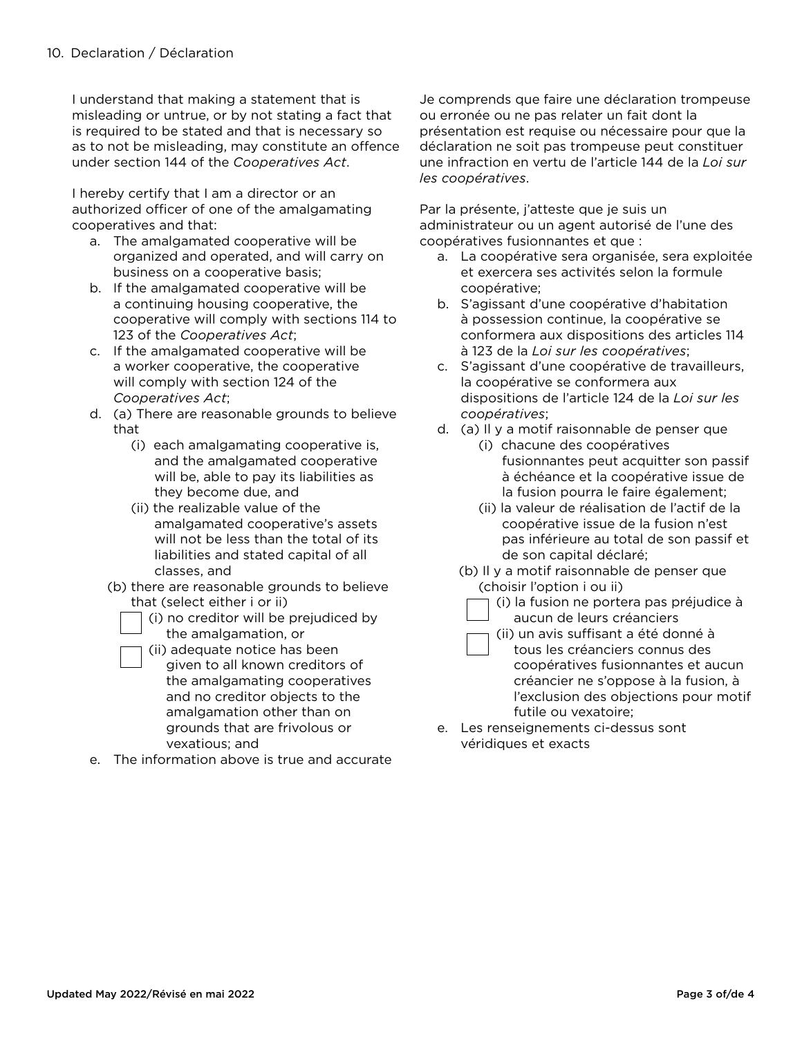## 10. Declaration / Déclaration

I understand that making a statement that is misleading or untrue, or by not stating a fact that is required to be stated and that is necessary so as to not be misleading, may constitute an offence under section 144 of the *Cooperatives Act*.

I hereby certify that I am a director or an authorized officer of one of the amalgamating cooperatives and that:

a. The amalgamated cooperative will be organized and operated, and will carry on business on a cooperative basis;
b. If the amalgamated cooperative will be a continuing housing cooperative, the cooperative will comply with sections 114 to 123 of the *Cooperatives Act*;
c. If the amalgamated cooperative will be a worker cooperative, the cooperative will comply with section 124 of the *Cooperatives Act*;
d. (a) There are reasonable grounds to believe that
   - (i) each amalgamating cooperative is, and the amalgamated cooperative will be, able to pay its liabilities as they become due, and
   - (ii) the realizable value of the amalgamated cooperative's assets will not be less than the total of its liabilities and stated capital of all classes, and

   (b) there are reasonable grounds to believe that (select either i or ii)
   - ☐ (i) no creditor will be prejudiced by the amalgamation, or
   - ☐ (ii) adequate notice has been given to all known creditors of the amalgamating cooperatives and no creditor objects to the amalgamation other than on grounds that are frivolous or vexatious; and
e. The information above is true and accurate

Je comprends que faire une déclaration trompeuse ou erronée ou ne pas relater un fait dont la présentation est requise ou nécessaire pour que la déclaration ne soit pas trompeuse peut constituer une infraction en vertu de l'article 144 de la *Loi sur les coopératives*.

Par la présente, j'atteste que je suis un administrateur ou un agent autorisé de l'une des coopératives fusionnantes et que :

a. La coopérative sera organisée, sera exploitée et exercera ses activités selon la formule coopérative;
b. S'agissant d'une coopérative d'habitation à possession continue, la coopérative se conformera aux dispositions des articles 114 à 123 de la *Loi sur les coopératives*;
c. S'agissant d'une coopérative de travailleurs, la coopérative se conformera aux dispositions de l'article 124 de la *Loi sur les coopératives*;
d. (a) Il y a motif raisonnable de penser que
   - (i) chacune des coopératives fusionnantes peut acquitter son passif à échéance et la coopérative issue de la fusion pourra le faire également;
   - (ii) la valeur de réalisation de l'actif de la coopérative issue de la fusion n'est pas inférieure au total de son passif et de son capital déclaré;

   (b) Il y a motif raisonnable de penser que (choisir l'option i ou ii)
   - ☐ (i) la fusion ne portera pas préjudice à aucun de leurs créanciers
   - ☐ (ii) un avis suffisant a été donné à tous les créanciers connus des coopératives fusionnantes et aucun créancier ne s'oppose à la fusion, à l'exclusion des objections pour motif futile ou vexatoire;
e. Les renseignements ci-dessus sont véridiques et exacts

Updated May 2022/Révisé en mai 2022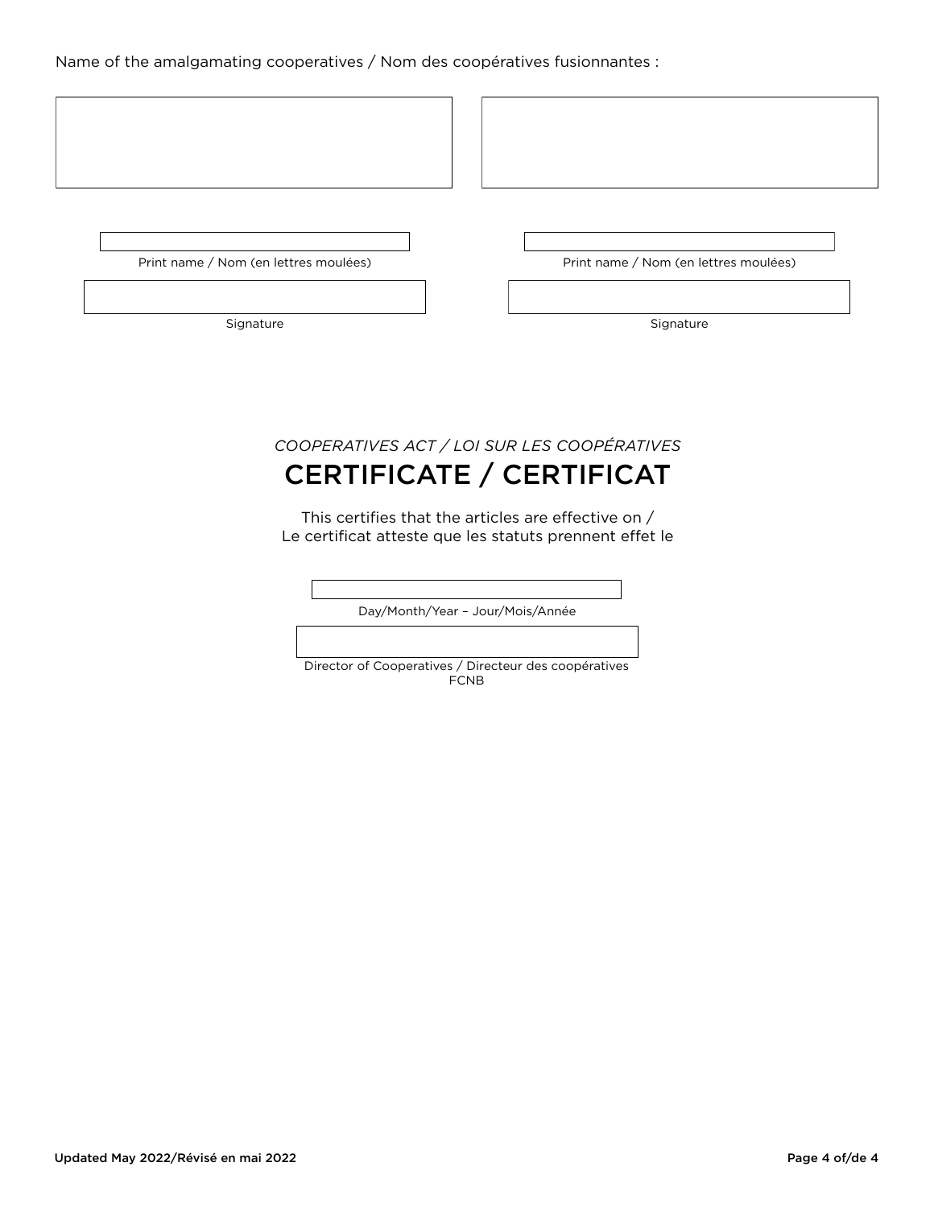Name of the amalgamating cooperatives / Nom des coopératives fusionnantes :

Print name / Nom (en lettres moulées)

Signature

Print name / Nom (en lettres moulées)

Signature

*COOPERATIVES ACT / LOI SUR LES COOPÉRATIVES*

# CERTIFICATE / CERTIFICAT

This certifies that the articles are effective on /
Le certificat atteste que les statuts prennent effet le

Day/Month/Year – Jour/Mois/Année

Director of Cooperatives / Directeur des coopératives
FCNB

Updated May 2022/Révisé en mai 2022